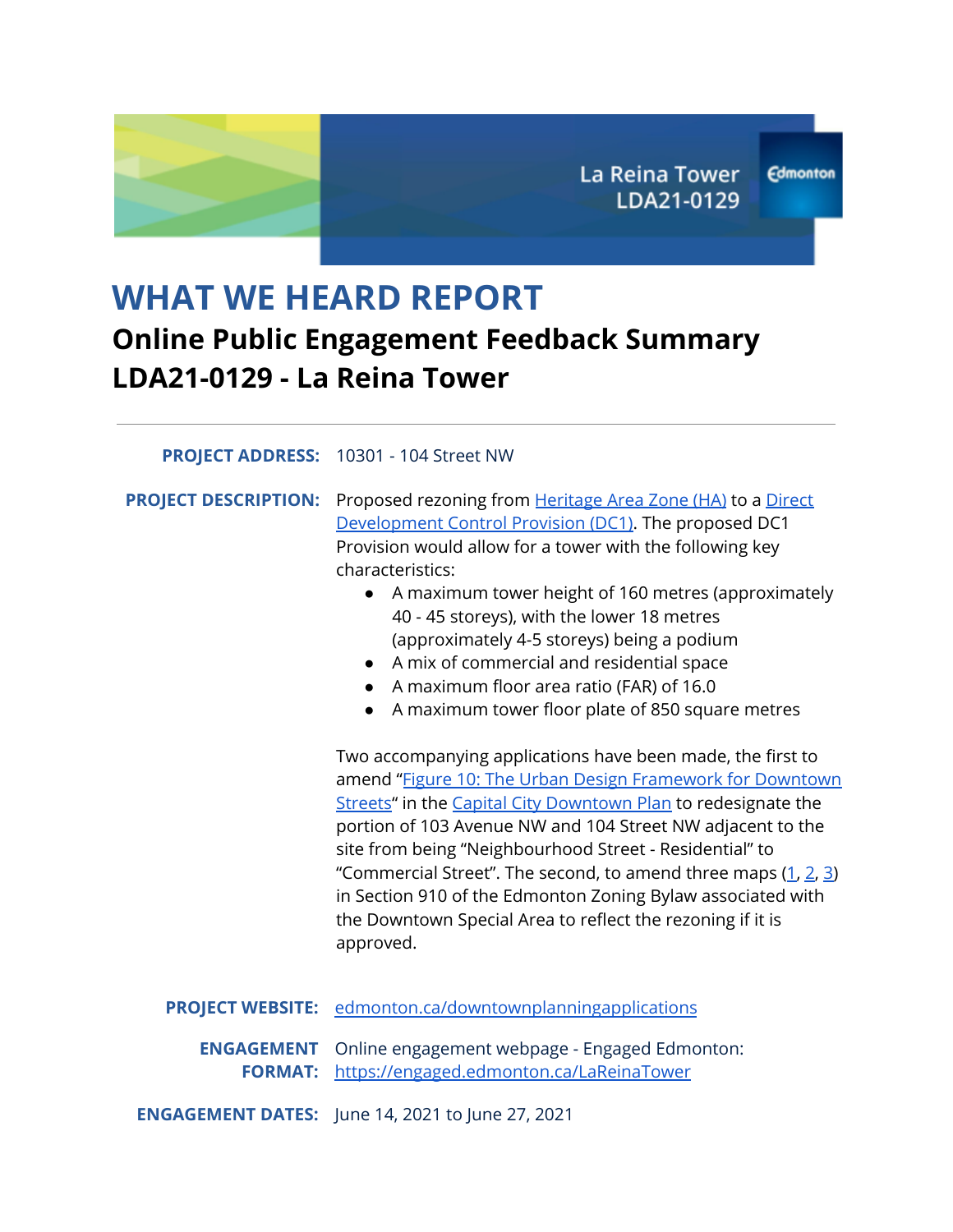La Reina Tower
LDA21-0129

# WHAT WE HEARD REPORT

## Online Public Engagement Feedback Summary
## LDA21-0129 - La Reina Tower

---

**PROJECT ADDRESS:** 10301 - 104 Street NW

**PROJECT DESCRIPTION:** Proposed rezoning from Heritage Area Zone (HA) to a Direct Development Control Provision (DC1). The proposed DC1 Provision would allow for a tower with the following key characteristics:

- A maximum tower height of 160 metres (approximately 40 - 45 storeys), with the lower 18 metres (approximately 4-5 storeys) being a podium
- A mix of commercial and residential space
- A maximum floor area ratio (FAR) of 16.0
- A maximum tower floor plate of 850 square metres

Two accompanying applications have been made, the first to amend "Figure 10: The Urban Design Framework for Downtown Streets" in the Capital City Downtown Plan to redesignate the portion of 103 Avenue NW and 104 Street NW adjacent to the site from being "Neighbourhood Street - Residential" to "Commercial Street". The second, to amend three maps (1, 2, 3) in Section 910 of the Edmonton Zoning Bylaw associated with the Downtown Special Area to reflect the rezoning if it is approved.

**PROJECT WEBSITE:** edmonton.ca/downtownplanningapplications

**ENGAGEMENT FORMAT:** Online engagement webpage - Engaged Edmonton: https://engaged.edmonton.ca/LaReinaTower

**ENGAGEMENT DATES:** June 14, 2021 to June 27, 2021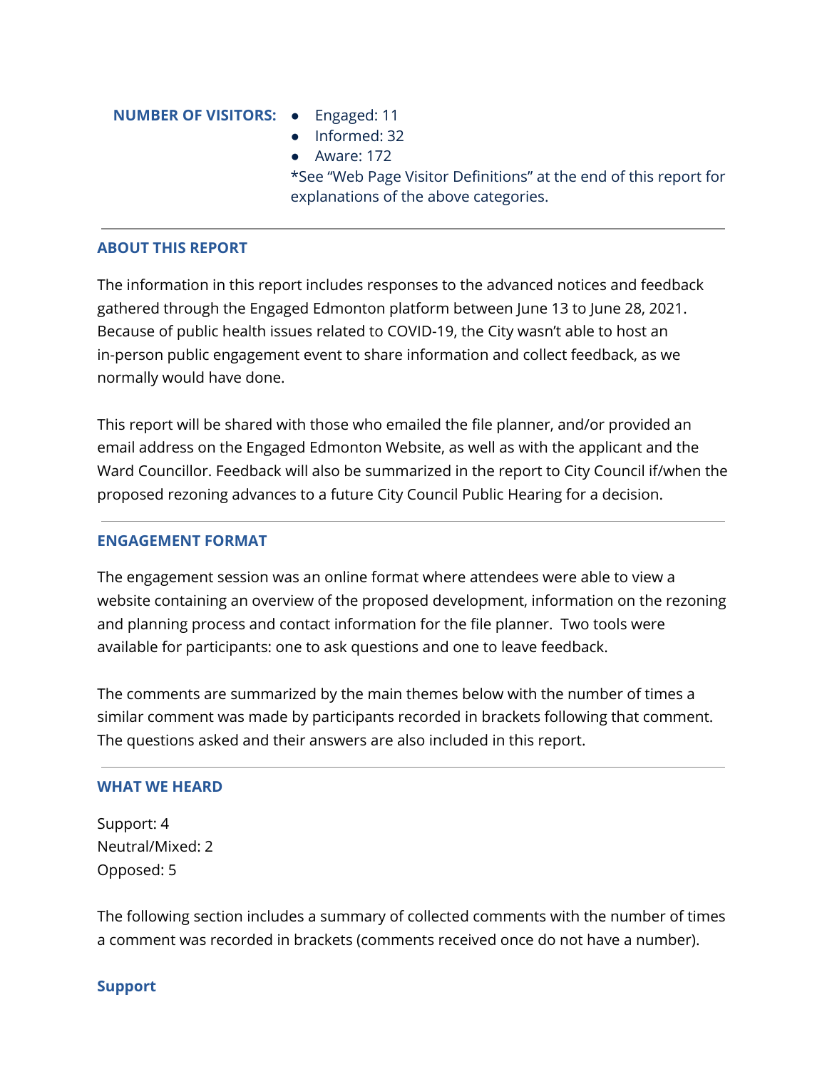**NUMBER OF VISITORS:**

- Engaged: 11
- Informed: 32
- Aware: 172

*See "Web Page Visitor Definitions" at the end of this report for explanations of the above categories.

---

## ABOUT THIS REPORT

The information in this report includes responses to the advanced notices and feedback gathered through the Engaged Edmonton platform between June 13 to June 28, 2021. Because of public health issues related to COVID-19, the City wasn't able to host an in-person public engagement event to share information and collect feedback, as we normally would have done.

This report will be shared with those who emailed the file planner, and/or provided an email address on the Engaged Edmonton Website, as well as with the applicant and the Ward Councillor. Feedback will also be summarized in the report to City Council if/when the proposed rezoning advances to a future City Council Public Hearing for a decision.

---

## ENGAGEMENT FORMAT

The engagement session was an online format where attendees were able to view a website containing an overview of the proposed development, information on the rezoning and planning process and contact information for the file planner. Two tools were available for participants: one to ask questions and one to leave feedback.

The comments are summarized by the main themes below with the number of times a similar comment was made by participants recorded in brackets following that comment. The questions asked and their answers are also included in this report.

---

## WHAT WE HEARD

Support: 4
Neutral/Mixed: 2
Opposed: 5

The following section includes a summary of collected comments with the number of times a comment was recorded in brackets (comments received once do not have a number).

### Support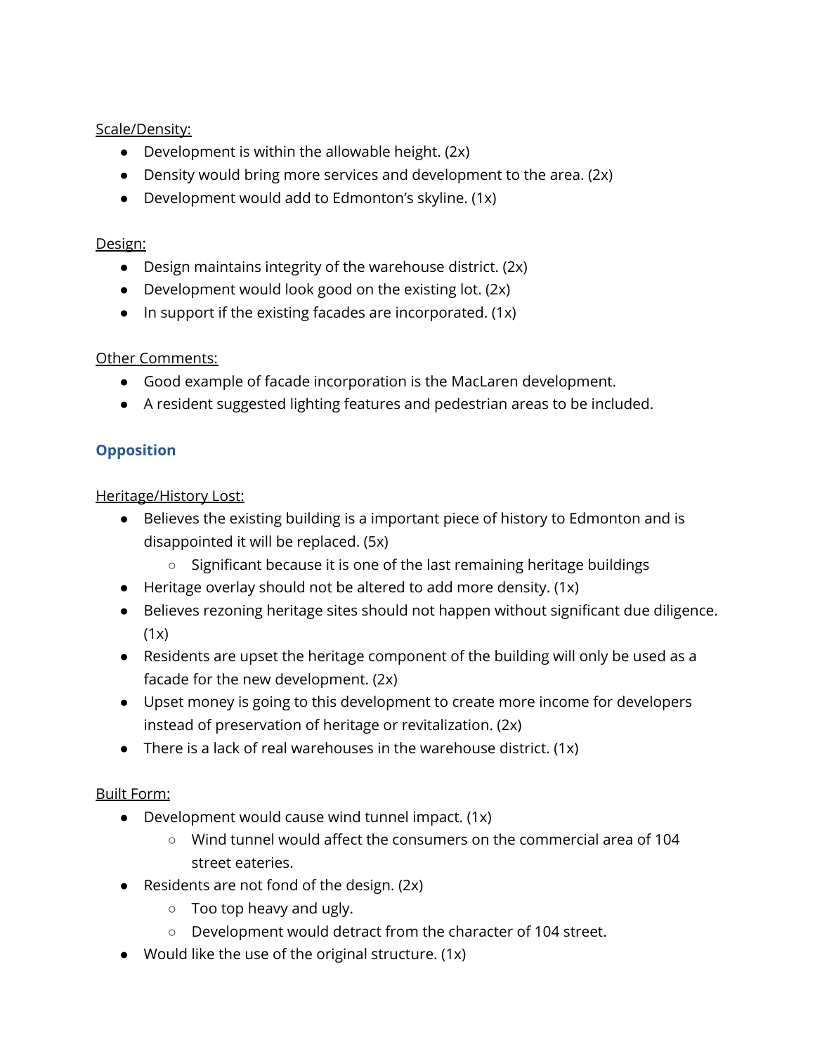Scale/Density:

- Development is within the allowable height. (2x)
- Density would bring more services and development to the area. (2x)
- Development would add to Edmonton's skyline. (1x)

Design:

- Design maintains integrity of the warehouse district. (2x)
- Development would look good on the existing lot. (2x)
- In support if the existing facades are incorporated. (1x)

Other Comments:

- Good example of facade incorporation is the MacLaren development.
- A resident suggested lighting features and pedestrian areas to be included.

### Opposition

Heritage/History Lost:

- Believes the existing building is a important piece of history to Edmonton and is disappointed it will be replaced. (5x)
    - Significant because it is one of the last remaining heritage buildings
- Heritage overlay should not be altered to add more density. (1x)
- Believes rezoning heritage sites should not happen without significant due diligence. (1x)
- Residents are upset the heritage component of the building will only be used as a facade for the new development. (2x)
- Upset money is going to this development to create more income for developers instead of preservation of heritage or revitalization. (2x)
- There is a lack of real warehouses in the warehouse district. (1x)

Built Form:

- Development would cause wind tunnel impact. (1x)
    - Wind tunnel would affect the consumers on the commercial area of 104 street eateries.
- Residents are not fond of the design. (2x)
    - Too top heavy and ugly.
    - Development would detract from the character of 104 street.
- Would like the use of the original structure. (1x)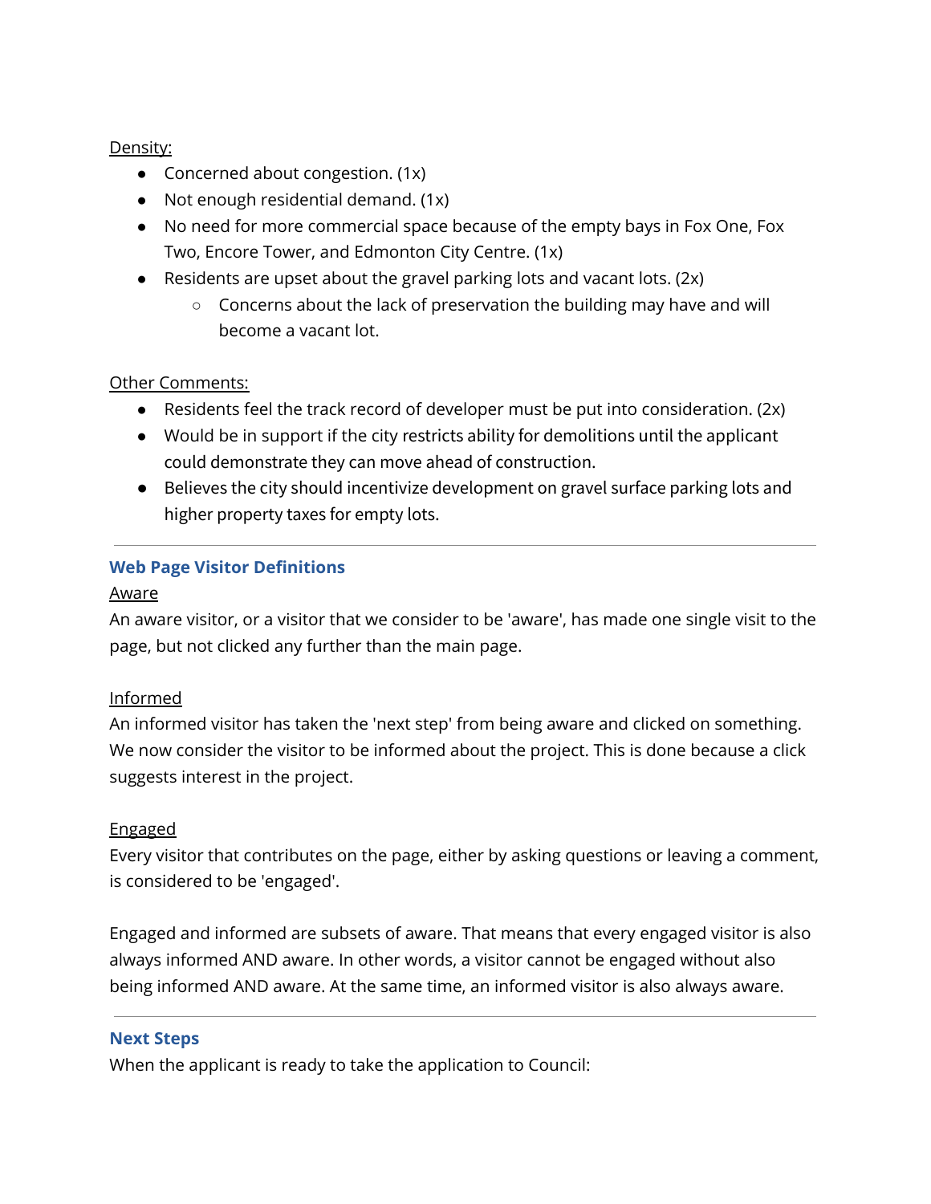Density:

- Concerned about congestion. (1x)
- Not enough residential demand. (1x)
- No need for more commercial space because of the empty bays in Fox One, Fox Two, Encore Tower, and Edmonton City Centre. (1x)
- Residents are upset about the gravel parking lots and vacant lots. (2x)
    - Concerns about the lack of preservation the building may have and will become a vacant lot.

Other Comments:

- Residents feel the track record of developer must be put into consideration. (2x)
- Would be in support if the city restricts ability for demolitions until the applicant could demonstrate they can move ahead of construction.
- Believes the city should incentivize development on gravel surface parking lots and higher property taxes for empty lots.

---

## Web Page Visitor Definitions

Aware

An aware visitor, or a visitor that we consider to be 'aware', has made one single visit to the page, but not clicked any further than the main page.

Informed

An informed visitor has taken the 'next step' from being aware and clicked on something. We now consider the visitor to be informed about the project. This is done because a click suggests interest in the project.

Engaged

Every visitor that contributes on the page, either by asking questions or leaving a comment, is considered to be 'engaged'.

Engaged and informed are subsets of aware. That means that every engaged visitor is also always informed AND aware. In other words, a visitor cannot be engaged without also being informed AND aware. At the same time, an informed visitor is also always aware.

---

## Next Steps

When the applicant is ready to take the application to Council: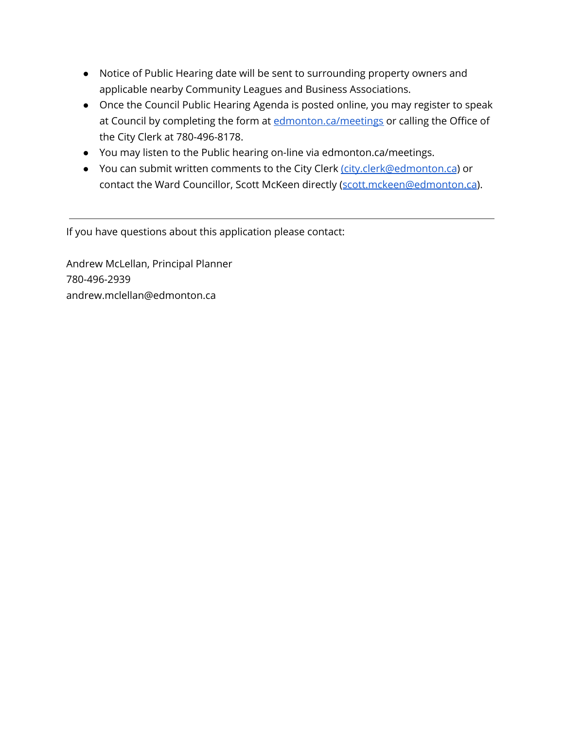- Notice of Public Hearing date will be sent to surrounding property owners and applicable nearby Community Leagues and Business Associations.
- Once the Council Public Hearing Agenda is posted online, you may register to speak at Council by completing the form at [edmonton.ca/meetings](edmonton.ca/meetings) or calling the Office of the City Clerk at 780-496-8178.
- You may listen to the Public hearing on-line via edmonton.ca/meetings.
- You can submit written comments to the City Clerk ([city.clerk@edmonton.ca](mailto:city.clerk@edmonton.ca)) or contact the Ward Councillor, Scott McKeen directly ([scott.mckeen@edmonton.ca](mailto:scott.mckeen@edmonton.ca)).

---

If you have questions about this application please contact:

Andrew McLellan, Principal Planner
780-496-2939
andrew.mclellan@edmonton.ca